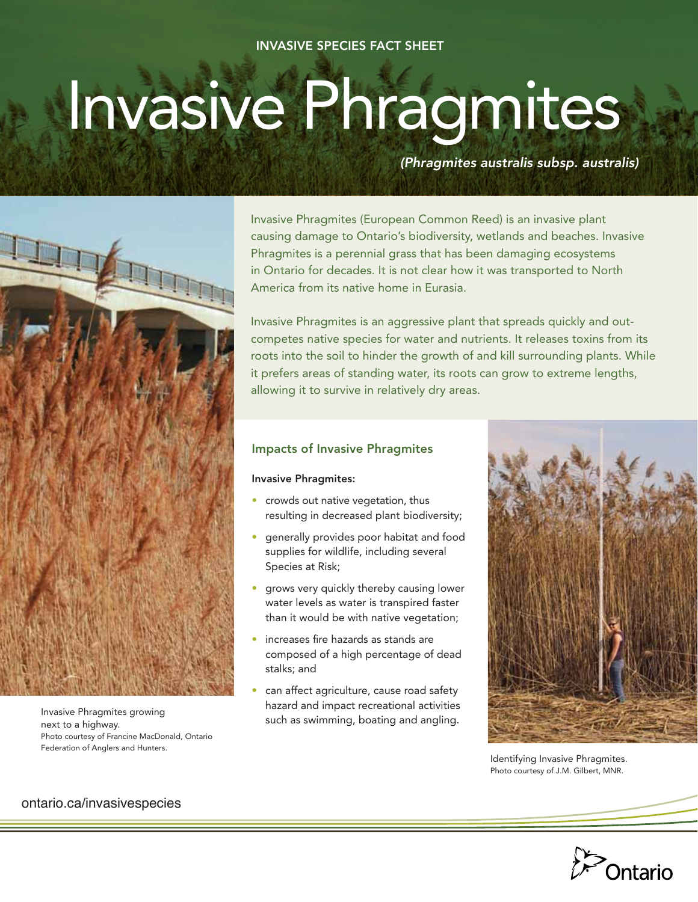INVASIVE SPECIES FACT SHEET

# Invasive Phragmites

*(Phragmites australis subsp. australis)*

Invasive Phragmites (European Common Reed) is an invasive plant causing damage to Ontario's biodiversity, wetlands and beaches. Invasive Phragmites is a perennial grass that has been damaging ecosystems in Ontario for decades. It is not clear how it was transported to North America from its native home in Eurasia.

Invasive Phragmites is an aggressive plant that spreads quickly and out-competes native species for water and nutrients. It releases toxins from its roots into the soil to hinder the growth of and kill surrounding plants. While it prefers areas of standing water, its roots can grow to extreme lengths, allowing it to survive in relatively dry areas.

Invasive Phragmites growing next to a highway.
Photo courtesy of Francine MacDonald, Ontario Federation of Anglers and Hunters.

## Impacts of Invasive Phragmites

**Invasive Phragmites:**

- crowds out native vegetation, thus resulting in decreased plant biodiversity;
- generally provides poor habitat and food supplies for wildlife, including several Species at Risk;
- grows very quickly thereby causing lower water levels as water is transpired faster than it would be with native vegetation;
- increases fire hazards as stands are composed of a high percentage of dead stalks; and
- can affect agriculture, cause road safety hazard and impact recreational activities such as swimming, boating and angling.

Identifying Invasive Phragmites.
Photo courtesy of J.M. Gilbert, MNR.

ontario.ca/invasivespecies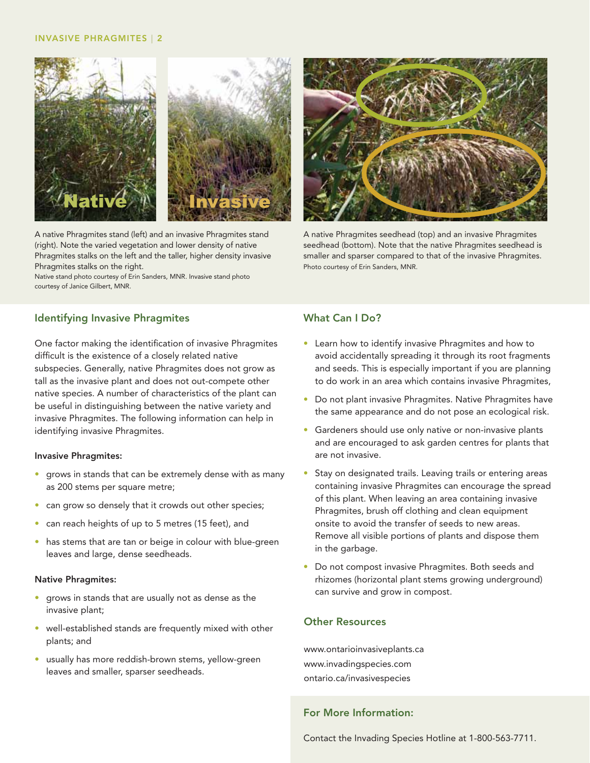A native Phragmites stand (left) and an invasive Phragmites stand (right). Note the varied vegetation and lower density of native Phragmites stalks on the left and the taller, higher density invasive Phragmites stalks on the right.
Native stand photo courtesy of Erin Sanders, MNR. Invasive stand photo courtesy of Janice Gilbert, MNR.

A native Phragmites seedhead (top) and an invasive Phragmites seedhead (bottom). Note that the native Phragmites seedhead is smaller and sparser compared to that of the invasive Phragmites.
Photo courtesy of Erin Sanders, MNR.

## Identifying Invasive Phragmites

One factor making the identification of invasive Phragmites difficult is the existence of a closely related native subspecies. Generally, native Phragmites does not grow as tall as the invasive plant and does not out-compete other native species. A number of characteristics of the plant can be useful in distinguishing between the native variety and invasive Phragmites. The following information can help in identifying invasive Phragmites.

**Invasive Phragmites:**

- grows in stands that can be extremely dense with as many as 200 stems per square metre;
- can grow so densely that it crowds out other species;
- can reach heights of up to 5 metres (15 feet), and
- has stems that are tan or beige in colour with blue-green leaves and large, dense seedheads.

**Native Phragmites:**

- grows in stands that are usually not as dense as the invasive plant;
- well-established stands are frequently mixed with other plants; and
- usually has more reddish-brown stems, yellow-green leaves and smaller, sparser seedheads.

## What Can I Do?

- Learn how to identify invasive Phragmites and how to avoid accidentally spreading it through its root fragments and seeds. This is especially important if you are planning to do work in an area which contains invasive Phragmites,
- Do not plant invasive Phragmites. Native Phragmites have the same appearance and do not pose an ecological risk.
- Gardeners should use only native or non-invasive plants and are encouraged to ask garden centres for plants that are not invasive.
- Stay on designated trails. Leaving trails or entering areas containing invasive Phragmites can encourage the spread of this plant. When leaving an area containing invasive Phragmites, brush off clothing and clean equipment onsite to avoid the transfer of seeds to new areas. Remove all visible portions of plants and dispose them in the garbage.
- Do not compost invasive Phragmites. Both seeds and rhizomes (horizontal plant stems growing underground) can survive and grow in compost.

## Other Resources

www.ontarioinvasiveplants.ca
www.invadingspecies.com
ontario.ca/invasivespecies

## For More Information:

Contact the Invading Species Hotline at 1-800-563-7711.